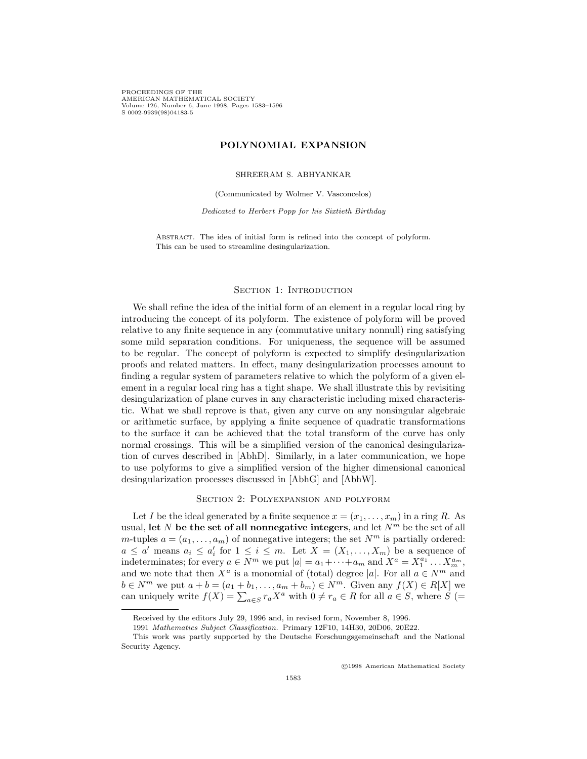# POLYNOMIAL EXPANSION

SHREERAM S. ABHYANKAR

(Communicated by Wolmer V. Vasconcelos)

*Dedicated to Herbert Popp for his Sixtieth Birthday*

ABSTRACT. The idea of initial form is refined into the concept of polyform. This can be used to streamline desingularization.

## Section 1: Introduction

We shall refine the idea of the initial form of an element in a regular local ring by introducing the concept of its polyform. The existence of polyform will be proved relative to any finite sequence in any (commutative unitary nonnull) ring satisfying some mild separation conditions. For uniqueness, the sequence will be assumed to be regular. The concept of polyform is expected to simplify desingularization proofs and related matters. In effect, many desingularization processes amount to finding a regular system of parameters relative to which the polyform of a given element in a regular local ring has a tight shape. We shall illustrate this by revisiting desingularization of plane curves in any characteristic including mixed characteristic. What we shall reprove is that, given any curve on any nonsingular algebraic or arithmetic surface, by applying a finite sequence of quadratic transformations to the surface it can be achieved that the total transform of the curve has only normal crossings. This will be a simplified version of the canonical desingularization of curves described in [AbhD]. Similarly, in a later communication, we hope to use polyforms to give a simplified version of the higher dimensional canonical desingularization processes discussed in [AbhG] and [AbhW].

## Section 2: Polyexpansion and polyform

Let $I$ be the ideal generated by a finite sequence $x = (x_1, \ldots, x_m)$ in a ring $R$. As usual, **let $N$ be the set of all nonnegative integers**, and let $N^m$ be the set of all $m$-tuples $a = (a_1, \ldots, a_m)$ of nonnegative integers; the set $N^m$ is partially ordered: $a \leq a'$ means $a_i \leq a'_i$ for $1 \leq i \leq m$. Let $X = (X_1, \ldots, X_m)$ be a sequence of indeterminates; for every $a \in N^m$ we put $|a| = a_1 + \cdots + a_m$ and $X^a = X_1^{a_1} \ldots X_m^{a_m}$, and we note that then $X^a$ is a monomial of (total) degree $|a|$. For all $a \in N^m$ and $b \in N^m$ we put $a + b = (a_1 + b_1, \ldots, a_m + b_m) \in N^m$. Given any $f(X) \in R[X]$ we can uniquely write $f(X) = \sum_{a \in S} r_a X^a$ with $0 \neq r_a \in R$ for all $a \in S$, where $S$ (=

---

Received by the editors July 29, 1996 and, in revised form, November 8, 1996.

1991 *Mathematics Subject Classification.* Primary 12F10, 14H30, 20D06, 20E22.

This work was partly supported by the Deutsche Forschungsgemeinschaft and the National Security Agency.

©1998 American Mathematical Society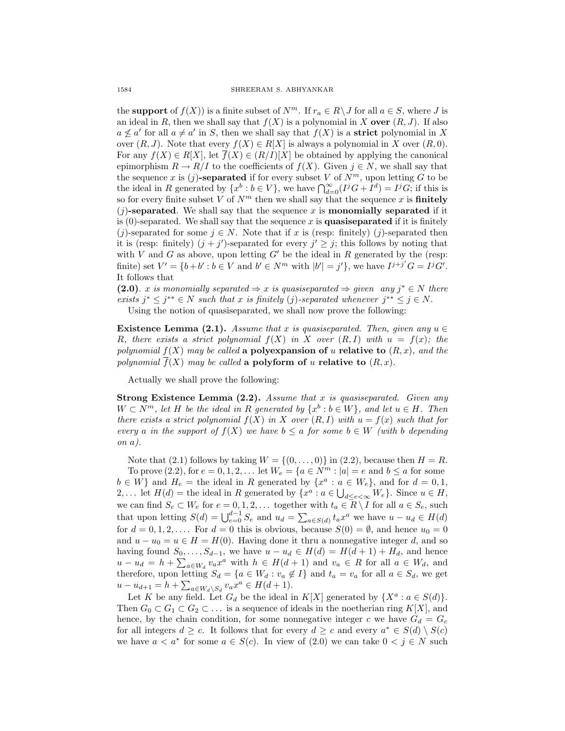the **support** of $f(X)$) is a finite subset of $N^m$. If $r_a \in R \setminus J$ for all $a \in S$, where $J$ is an ideal in $R$, then we shall say that $f(X)$ is a polynomial in $X$ **over** $(R, J)$. If also $a \not\leq a'$ for all $a \neq a'$ in $S$, then we shall say that $f(X)$ is a **strict** polynomial in $X$ over $(R, J)$. Note that every $f(X) \in R[X]$ is always a polynomial in $X$ over $(R, 0)$. For any $f(X) \in R[X]$, let $\overline{f}(X) \in (R/I)[X]$ be obtained by applying the canonical epimorphism $R \to R/I$ to the coefficients of $f(X)$. Given $j \in N$, we shall say that the sequence $x$ is **$(j)$-separated** if for every subset $V$ of $N^m$, upon letting $G$ to be the ideal in $R$ generated by $\{x^b : b \in V\}$, we have $\bigcap_{d=0}^{\infty}(I^j G + I^d) = I^j G$; if this is so for every finite subset $V$ of $N^m$ then we shall say that the sequence $x$ is **finitely $(j)$-separated**. We shall say that the sequence $x$ is **monomially separated** if it is $(0)$-separated. We shall say that the sequence $x$ is **quasiseparated** if it is finitely $(j)$-separated for some $j \in N$. Note that if $x$ is (resp: finitely) $(j)$-separated then it is (resp: finitely) $(j + j')$-separated for every $j' \geq j$; this follows by noting that with $V$ and $G$ as above, upon letting $G'$ be the ideal in $R$ generated by the (resp: finite) set $V' = \{b + b' : b \in V \text{ and } b' \in N^m \text{ with } |b'| = j'\}$, we have $I^{j+j'}G = I^j G'$. It follows that

**(2.0).** *$x$ is monomially separated $\Rightarrow$ $x$ is quasiseparated $\Rightarrow$ given any $j^* \in N$ there exists $j^* \leq j^{**} \in N$ such that $x$ is finitely $(j)$-separated whenever $j^{**} \leq j \in N$.*

Using the notion of quasiseparated, we shall now prove the following:

**Existence Lemma (2.1).** *Assume that $x$ is quasiseparated. Then, given any $u \in R$, there exists a strict polynomial $f(X)$ in $X$ over $(R, I)$ with $u = f(x)$; the polynomial $f(X)$ may be called* **a polyexpansion of** $u$ **relative to** $(R, x)$, *and the polynomial $\overline{f}(X)$ may be called* **a polyform of** $u$ **relative to** $(R, x)$.

Actually we shall prove the following:

**Strong Existence Lemma (2.2).** *Assume that $x$ is quasiseparated. Given any $W \subset N^m$, let $H$ be the ideal in $R$ generated by $\{x^b : b \in W\}$, and let $u \in H$. Then there exists a strict polynomial $f(X)$ in $X$ over $(R, I)$ with $u = f(x)$ such that for every $a$ in the support of $f(X)$ we have $b \leq a$ for some $b \in W$ (with $b$ depending on $a$).*

Note that (2.1) follows by taking $W = \{(0, \ldots, 0)\}$ in (2.2), because then $H = R$.

To prove (2.2), for $e = 0, 1, 2, \ldots$ let $W_e = \{a \in N^m : |a| = e \text{ and } b \leq a \text{ for some } b \in W\}$ and $H_e$ = the ideal in $R$ generated by $\{x^a : a \in W_e\}$, and for $d = 0, 1, 2, \ldots$ let $H(d)$ = the ideal in $R$ generated by $\{x^a : a \in \bigcup_{d \leq e < \infty} W_e\}$. Since $u \in H$, we can find $S_e \subset W_e$ for $e = 0, 1, 2, \ldots$ together with $t_a \in R \setminus I$ for all $a \in S_e$, such that upon letting $S(d) = \bigcup_{e=0}^{d-1} S_e$ and $u_d = \sum_{a \in S(d)} t_a x^a$ we have $u - u_d \in H(d)$ for $d = 0, 1, 2, \ldots$. For $d = 0$ this is obvious, because $S(0) = \emptyset$, and hence $u_0 = 0$ and $u - u_0 = u \in H = H(0)$. Having done it thru a nonnegative integer $d$, and so having found $S_0, \ldots, S_{d-1}$, we have $u - u_d \in H(d) = H(d+1) + H_d$, and hence $u - u_d = h + \sum_{a \in W_d} v_a x^a$ with $h \in H(d+1)$ and $v_a \in R$ for all $a \in W_d$, and therefore, upon letting $S_d = \{a \in W_d : v_a \notin I\}$ and $t_a = v_a$ for all $a \in S_d$, we get $u - u_{d+1} = h + \sum_{a \in W_d \setminus S_d} v_a x^a \in H(d+1)$.

Let $K$ be any field. Let $G_d$ be the ideal in $K[X]$ generated by $\{X^a : a \in S(d)\}$. Then $G_0 \subset G_1 \subset G_2 \subset \ldots$ is a sequence of ideals in the noetherian ring $K[X]$, and hence, by the chain condition, for some nonnegative integer $c$ we have $G_d = G_c$ for all integers $d \geq c$. It follows that for every $d \geq c$ and every $a^* \in S(d) \setminus S(c)$ we have $a < a^*$ for some $a \in S(c)$. In view of (2.0) we can take $0 < j \in N$ such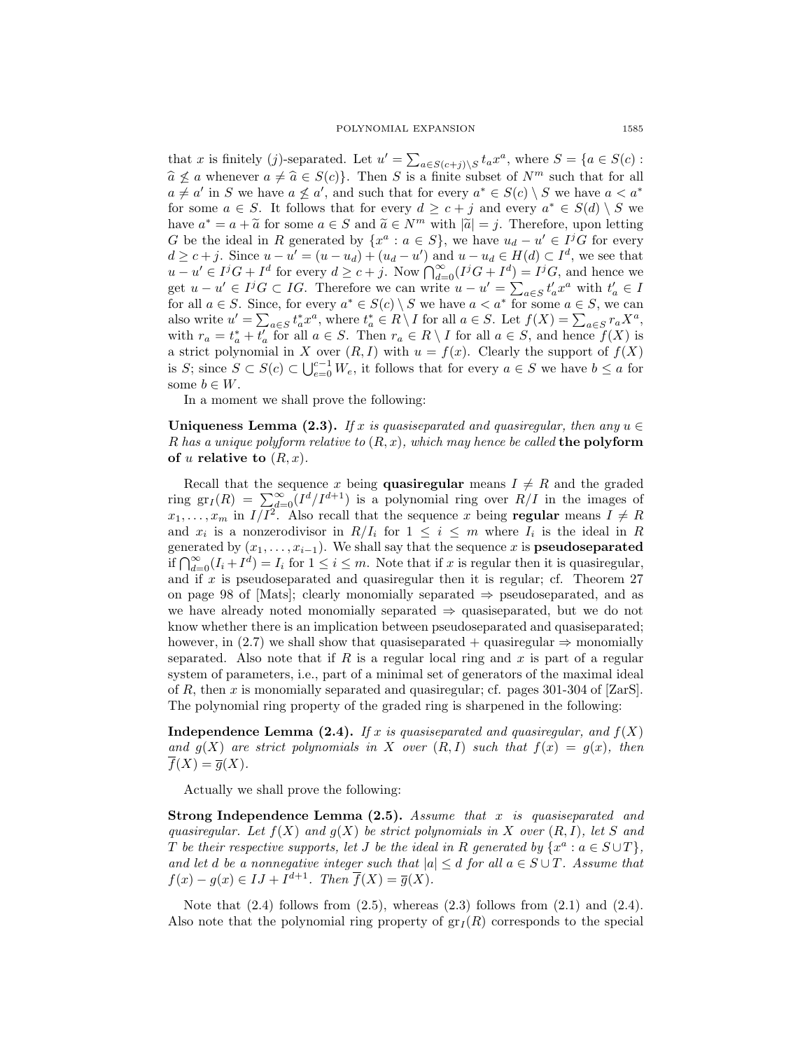that $x$ is finitely $(j)$-separated. Let $u' = \sum_{a \in S(c+j)\setminus S} t_a x^a$, where $S = \{a \in S(c) : \widehat{a} \not\leq a$ whenever $a \neq \widehat{a} \in S(c)\}$. Then $S$ is a finite subset of $N^m$ such that for all $a \neq a'$ in $S$ we have $a \not\leq a'$, and such that for every $a^* \in S(c) \setminus S$ we have $a < a^*$ for some $a \in S$. It follows that for every $d \geq c+j$ and every $a^* \in S(d) \setminus S$ we have $a^* = a + \widetilde{a}$ for some $a \in S$ and $\widetilde{a} \in N^m$ with $|\widetilde{a}| = j$. Therefore, upon letting $G$ be the ideal in $R$ generated by $\{x^a : a \in S\}$, we have $u_d - u' \in I^j G$ for every $d \geq c + j$. Since $u - u' = (u - u_d) + (u_d - u')$ and $u - u_d \in H(d) \subset I^d$, we see that $u - u' \in I^j G + I^d$ for every $d \geq c+j$. Now $\bigcap_{d=0}^{\infty}(I^j G + I^d) = I^j G$, and hence we get $u - u' \in I^j G \subset IG$. Therefore we can write $u - u' = \sum_{a \in S} t'_a x^a$ with $t'_a \in I$ for all $a \in S$. Since, for every $a^* \in S(c) \setminus S$ we have $a < a^*$ for some $a \in S$, we can also write $u' = \sum_{a \in S} t^*_a x^a$, where $t^*_a \in R \setminus I$ for all $a \in S$. Let $f(X) = \sum_{a \in S} r_a X^a$, with $r_a = t^*_a + t'_a$ for all $a \in S$. Then $r_a \in R \setminus I$ for all $a \in S$, and hence $f(X)$ is a strict polynomial in $X$ over $(R, I)$ with $u = f(x)$. Clearly the support of $f(X)$ is $S$; since $S \subset S(c) \subset \bigcup_{e=0}^{c-1} W_e$, it follows that for every $a \in S$ we have $b \leq a$ for some $b \in W$.

In a moment we shall prove the following:

**Uniqueness Lemma (2.3).** *If $x$ is quasiseparated and quasiregular, then any $u \in R$ has a unique polyform relative to $(R, x)$, which may hence be called* **the polyform of $u$ relative to $(R, x)$**.

Recall that the sequence $x$ being **quasiregular** means $I \neq R$ and the graded ring $\text{gr}_I(R) = \sum_{d=0}^{\infty}(I^d/I^{d+1})$ is a polynomial ring over $R/I$ in the images of $x_1, \ldots, x_m$ in $I/I^2$. Also recall that the sequence $x$ being **regular** means $I \neq R$ and $x_i$ is a nonzerodivisor in $R/I_i$ for $1 \leq i \leq m$ where $I_i$ is the ideal in $R$ generated by $(x_1, \ldots, x_{i-1})$. We shall say that the sequence $x$ is **pseudoseparated** if $\bigcap_{d=0}^{\infty}(I_i + I^d) = I_i$ for $1 \leq i \leq m$. Note that if $x$ is regular then it is quasiregular, and if $x$ is pseudoseparated and quasiregular then it is regular; cf. Theorem 27 on page 98 of [Mats]; clearly monomially separated $\Rightarrow$ pseudoseparated, and as we have already noted monomially separated $\Rightarrow$ quasiseparated, but we do not know whether there is an implication between pseudoseparated and quasiseparated; however, in (2.7) we shall show that quasiseparated + quasiregular $\Rightarrow$ monomially separated. Also note that if $R$ is a regular local ring and $x$ is part of a regular system of parameters, i.e., part of a minimal set of generators of the maximal ideal of $R$, then $x$ is monomially separated and quasiregular; cf. pages 301-304 of [ZarS]. The polynomial ring property of the graded ring is sharpened in the following:

**Independence Lemma (2.4).** *If $x$ is quasiseparated and quasiregular, and $f(X)$ and $g(X)$ are strict polynomials in $X$ over $(R, I)$ such that $f(x) = g(x)$, then $\overline{f}(X) = \overline{g}(X)$.*

Actually we shall prove the following:

**Strong Independence Lemma (2.5).** *Assume that $x$ is quasiseparated and quasiregular. Let $f(X)$ and $g(X)$ be strict polynomials in $X$ over $(R, I)$, let $S$ and $T$ be their respective supports, let $J$ be the ideal in $R$ generated by $\{x^a : a \in S \cup T\}$, and let $d$ be a nonnegative integer such that $|a| \leq d$ for all $a \in S \cup T$. Assume that $f(x) - g(x) \in IJ + I^{d+1}$. Then $\overline{f}(X) = \overline{g}(X)$.*

Note that (2.4) follows from (2.5), whereas (2.3) follows from (2.1) and (2.4). Also note that the polynomial ring property of $\text{gr}_I(R)$ corresponds to the special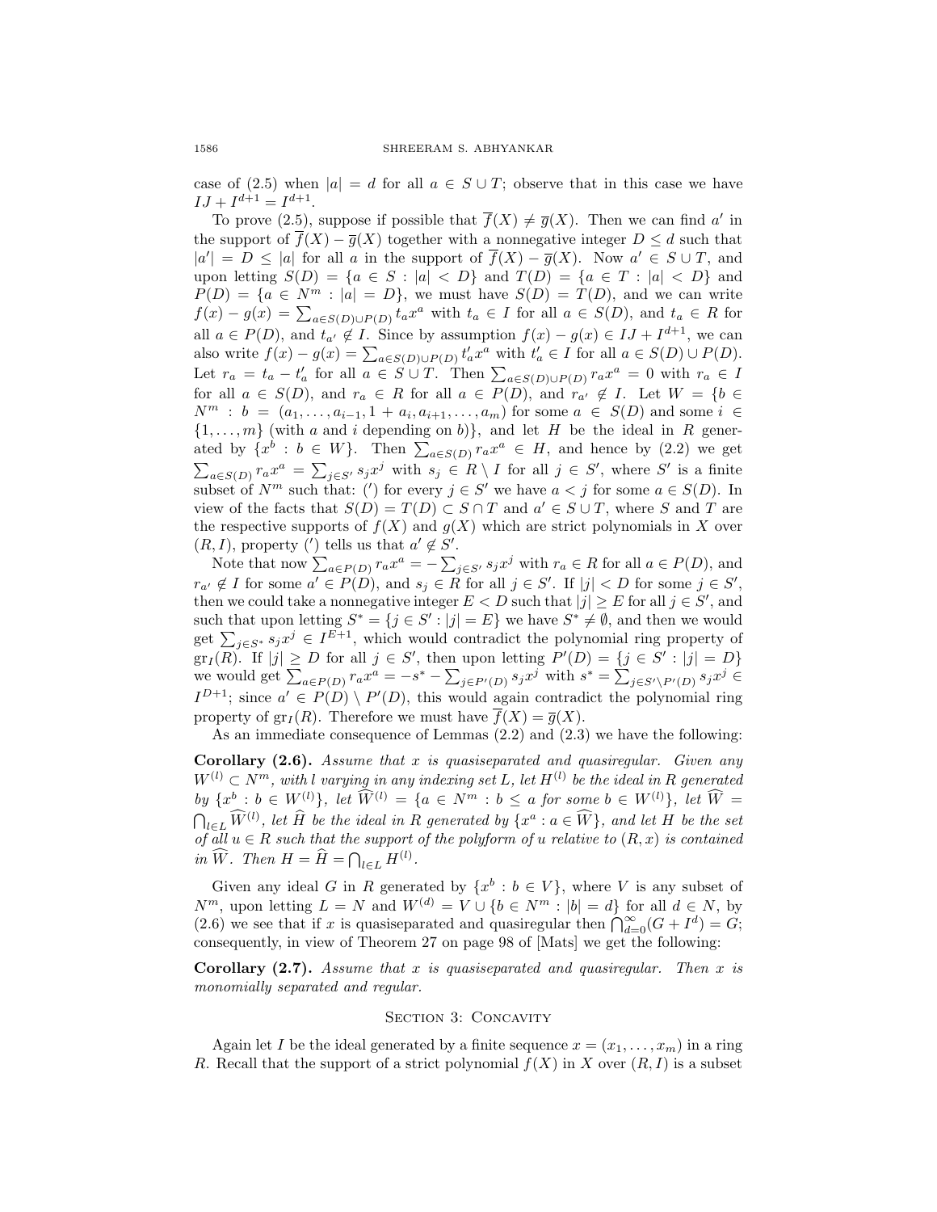case of (2.5) when $|a| = d$ for all $a \in S \cup T$; observe that in this case we have $IJ + I^{d+1} = I^{d+1}$.

To prove (2.5), suppose if possible that $\overline{f}(X) \neq \overline{g}(X)$. Then we can find $a'$ in the support of $\overline{f}(X) - \overline{g}(X)$ together with a nonnegative integer $D \leq d$ such that $|a'| = D \leq |a|$ for all $a$ in the support of $\overline{f}(X) - \overline{g}(X)$. Now $a' \in S \cup T$, and upon letting $S(D) = \{a \in S : |a| < D\}$ and $T(D) = \{a \in T : |a| < D\}$ and $P(D) = \{a \in N^m : |a| = D\}$, we must have $S(D) = T(D)$, and we can write $f(x) - g(x) = \sum_{a \in S(D) \cup P(D)} t_a x^a$ with $t_a \in I$ for all $a \in S(D)$, and $t_a \in R$ for all $a \in P(D)$, and $t_{a'} \notin I$. Since by assumption $f(x) - g(x) \in IJ + I^{d+1}$, we can also write $f(x) - g(x) = \sum_{a \in S(D) \cup P(D)} t'_a x^a$ with $t'_a \in I$ for all $a \in S(D) \cup P(D)$. Let $r_a = t_a - t'_a$ for all $a \in S \cup T$. Then $\sum_{a \in S(D) \cup P(D)} r_a x^a = 0$ with $r_a \in I$ for all $a \in S(D)$, and $r_a \in R$ for all $a \in P(D)$, and $r_{a'} \notin I$. Let $W = \{b \in N^m : b = (a_1, \ldots, a_{i-1}, 1 + a_i, a_{i+1}, \ldots, a_m)$ for some $a \in S(D)$ and some $i \in \{1, \ldots, m\}$ (with $a$ and $i$ depending on $b$)$\}$, and let $H$ be the ideal in $R$ generated by $\{x^b : b \in W\}$. Then $\sum_{a \in S(D)} r_a x^a \in H$, and hence by (2.2) we get $\sum_{a \in S(D)} r_a x^a = \sum_{j \in S'} s_j x^j$ with $s_j \in R \setminus I$ for all $j \in S'$, where $S'$ is a finite subset of $N^m$ such that: ($'$) for every $j \in S'$ we have $a < j$ for some $a \in S(D)$. In view of the facts that $S(D) = T(D) \subset S \cap T$ and $a' \in S \cup T$, where $S$ and $T$ are the respective supports of $f(X)$ and $g(X)$ which are strict polynomials in $X$ over $(R, I)$, property ($'$) tells us that $a' \notin S'$.

Note that now $\sum_{a \in P(D)} r_a x^a = -\sum_{j \in S'} s_j x^j$ with $r_a \in R$ for all $a \in P(D)$, and $r_{a'} \notin I$ for some $a' \in P(D)$, and $s_j \in R$ for all $j \in S'$. If $|j| < D$ for some $j \in S'$, then we could take a nonnegative integer $E < D$ such that $|j| \geq E$ for all $j \in S'$, and such that upon letting $S^* = \{j \in S' : |j| = E\}$ we have $S^* \neq \emptyset$, and then we would get $\sum_{j \in S^*} s_j x^j \in I^{E+1}$, which would contradict the polynomial ring property of $\mathrm{gr}_I(R)$. If $|j| \geq D$ for all $j \in S'$, then upon letting $P'(D) = \{j \in S' : |j| = D\}$ we would get $\sum_{a \in P(D)} r_a x^a = -s^* - \sum_{j \in P'(D)} s_j x^j$ with $s^* = \sum_{j \in S' \setminus P'(D)} s_j x^j \in I^{D+1}$; since $a' \in P(D) \setminus P'(D)$, this would again contradict the polynomial ring property of $\mathrm{gr}_I(R)$. Therefore we must have $\overline{f}(X) = \overline{g}(X)$.

As an immediate consequence of Lemmas (2.2) and (2.3) we have the following:

**Corollary (2.6).** *Assume that $x$ is quasiseparated and quasiregular. Given any $W^{(l)} \subset N^m$, with $l$ varying in any indexing set $L$, let $H^{(l)}$ be the ideal in $R$ generated by $\{x^b : b \in W^{(l)}\}$, let $\widehat{W}^{(l)} = \{a \in N^m : b \leq a$ for some $b \in W^{(l)}\}$, let $\widehat{W} = \bigcap_{l \in L} \widehat{W}^{(l)}$, let $\widehat{H}$ be the ideal in $R$ generated by $\{x^a : a \in \widehat{W}\}$, and let $H$ be the set of all $u \in R$ such that the support of the polyform of $u$ relative to $(R, x)$ is contained in $\widehat{W}$. Then $H = \widehat{H} = \bigcap_{l \in L} H^{(l)}$.*

Given any ideal $G$ in $R$ generated by $\{x^b : b \in V\}$, where $V$ is any subset of $N^m$, upon letting $L = N$ and $W^{(d)} = V \cup \{b \in N^m : |b| = d\}$ for all $d \in N$, by (2.6) we see that if $x$ is quasiseparated and quasiregular then $\bigcap_{d=0}^{\infty}(G + I^d) = G$; consequently, in view of Theorem 27 on page 98 of [Mats] we get the following:

**Corollary (2.7).** *Assume that $x$ is quasiseparated and quasiregular. Then $x$ is monomially separated and regular.*

## Section 3: Concavity

Again let $I$ be the ideal generated by a finite sequence $x = (x_1, \ldots, x_m)$ in a ring $R$. Recall that the support of a strict polynomial $f(X)$ in $X$ over $(R, I)$ is a subset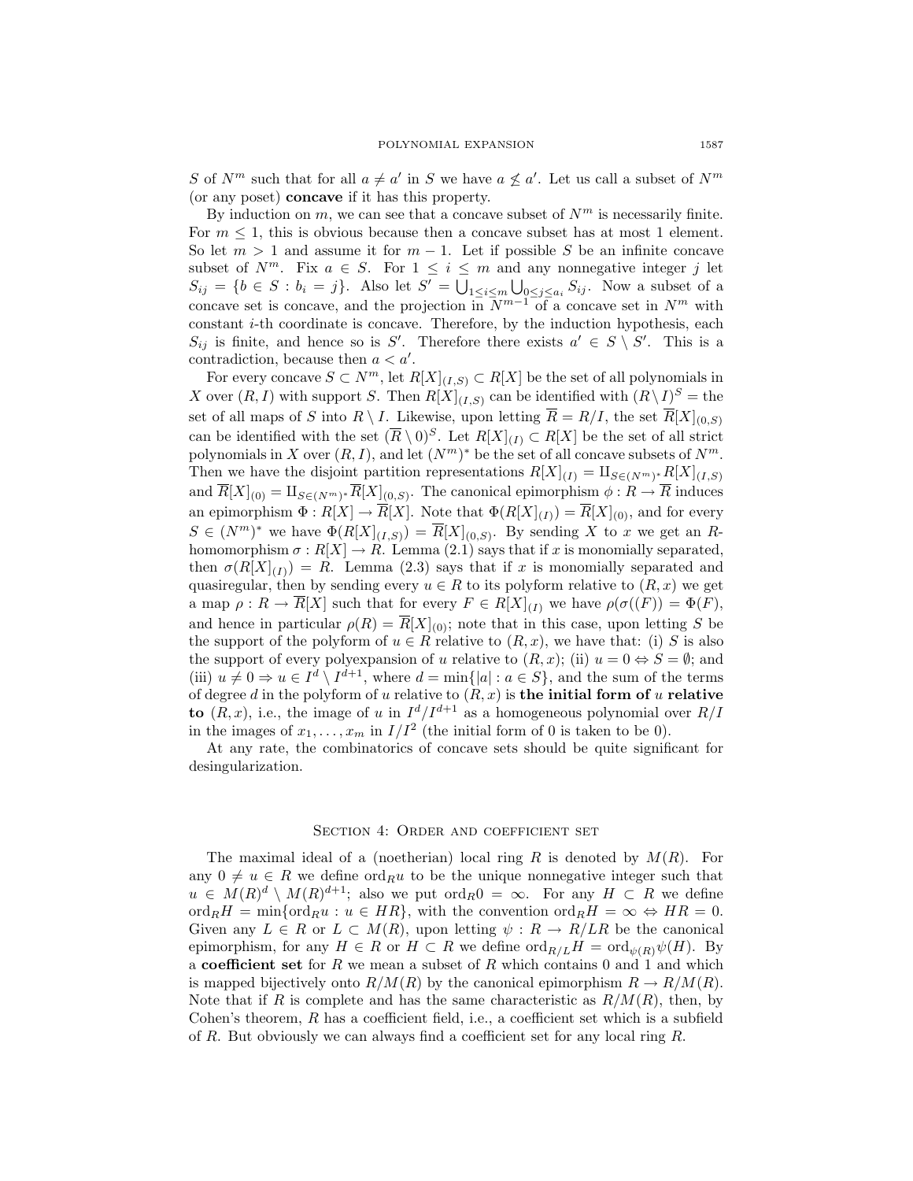$S$ of $N^m$ such that for all $a \neq a'$ in $S$ we have $a \not\leq a'$. Let us call a subset of $N^m$ (or any poset) **concave** if it has this property.

By induction on $m$, we can see that a concave subset of $N^m$ is necessarily finite. For $m \leq 1$, this is obvious because then a concave subset has at most 1 element. So let $m > 1$ and assume it for $m-1$. Let if possible $S$ be an infinite concave subset of $N^m$. Fix $a \in S$. For $1 \leq i \leq m$ and any nonnegative integer $j$ let $S_{ij} = \{b \in S : b_i = j\}$. Also let $S' = \bigcup_{1 \leq i \leq m} \bigcup_{0 \leq j \leq a_i} S_{ij}$. Now a subset of a concave set is concave, and the projection in $N^{m-1}$ of a concave set in $N^m$ with constant $i$-th coordinate is concave. Therefore, by the induction hypothesis, each $S_{ij}$ is finite, and hence so is $S'$. Therefore there exists $a' \in S \setminus S'$. This is a contradiction, because then $a < a'$.

For every concave $S \subset N^m$, let $R[X]_{(I,S)} \subset R[X]$ be the set of all polynomials in $X$ over $(R, I)$ with support $S$. Then $R[X]_{(I,S)}$ can be identified with $(R \setminus I)^S =$ the set of all maps of $S$ into $R \setminus I$. Likewise, upon letting $\overline{R} = R/I$, the set $\overline{R}[X]_{(0,S)}$ can be identified with the set $(\overline{R} \setminus 0)^S$. Let $R[X]_{(I)} \subset R[X]$ be the set of all strict polynomials in $X$ over $(R, I)$, and let $(N^m)^*$ be the set of all concave subsets of $N^m$. Then we have the disjoint partition representations $R[X]_{(I)} = \amalg_{S \in (N^m)^*} R[X]_{(I,S)}$ and $\overline{R}[X]_{(0)} = \amalg_{S \in (N^m)^*} \overline{R}[X]_{(0,S)}$. The canonical epimorphism $\phi : R \to \overline{R}$ induces an epimorphism $\Phi : R[X] \to \overline{R}[X]$. Note that $\Phi(R[X]_{(I)}) = \overline{R}[X]_{(0)}$, and for every $S \in (N^m)^*$ we have $\Phi(R[X]_{(I,S)}) = \overline{R}[X]_{(0,S)}$. By sending $X$ to $x$ we get an $R$-homomorphism $\sigma : R[X] \to R$. Lemma (2.1) says that if $x$ is monomially separated, then $\sigma(R[X]_{(I)}) = R$. Lemma (2.3) says that if $x$ is monomially separated and quasiregular, then by sending every $u \in R$ to its polyform relative to $(R, x)$ we get a map $\rho : R \to \overline{R}[X]$ such that for every $F \in R[X]_{(I)}$ we have $\rho(\sigma((F)) = \Phi(F)$, and hence in particular $\rho(R) = \overline{R}[X]_{(0)}$; note that in this case, upon letting $S$ be the support of the polyform of $u \in R$ relative to $(R, x)$, we have that: (i) $S$ is also the support of every polyexpansion of $u$ relative to $(R, x)$; (ii) $u = 0 \Leftrightarrow S = \emptyset$; and (iii) $u \neq 0 \Rightarrow u \in I^d \setminus I^{d+1}$, where $d = \min\{|a| : a \in S\}$, and the sum of the terms of degree $d$ in the polyform of $u$ relative to $(R, x)$ is **the initial form of** $u$ **relative to** $(R, x)$, i.e., the image of $u$ in $I^d/I^{d+1}$ as a homogeneous polynomial over $R/I$ in the images of $x_1, \ldots, x_m$ in $I/I^2$ (the initial form of 0 is taken to be 0).

At any rate, the combinatorics of concave sets should be quite significant for desingularization.

## Section 4: Order and coefficient set

The maximal ideal of a (noetherian) local ring $R$ is denoted by $M(R)$. For any $0 \neq u \in R$ we define $\mathrm{ord}_R u$ to be the unique nonnegative integer such that $u \in M(R)^d \setminus M(R)^{d+1}$; also we put $\mathrm{ord}_R 0 = \infty$. For any $H \subset R$ we define $\mathrm{ord}_R H = \min\{\mathrm{ord}_R u : u \in HR\}$, with the convention $\mathrm{ord}_R H = \infty \Leftrightarrow HR = 0$. Given any $L \in R$ or $L \subset M(R)$, upon letting $\psi : R \to R/LR$ be the canonical epimorphism, for any $H \in R$ or $H \subset R$ we define $\mathrm{ord}_{R/L} H = \mathrm{ord}_{\psi(R)} \psi(H)$. By a **coefficient set** for $R$ we mean a subset of $R$ which contains 0 and 1 and which is mapped bijectively onto $R/M(R)$ by the canonical epimorphism $R \to R/M(R)$. Note that if $R$ is complete and has the same characteristic as $R/M(R)$, then, by Cohen's theorem, $R$ has a coefficient field, i.e., a coefficient set which is a subfield of $R$. But obviously we can always find a coefficient set for any local ring $R$.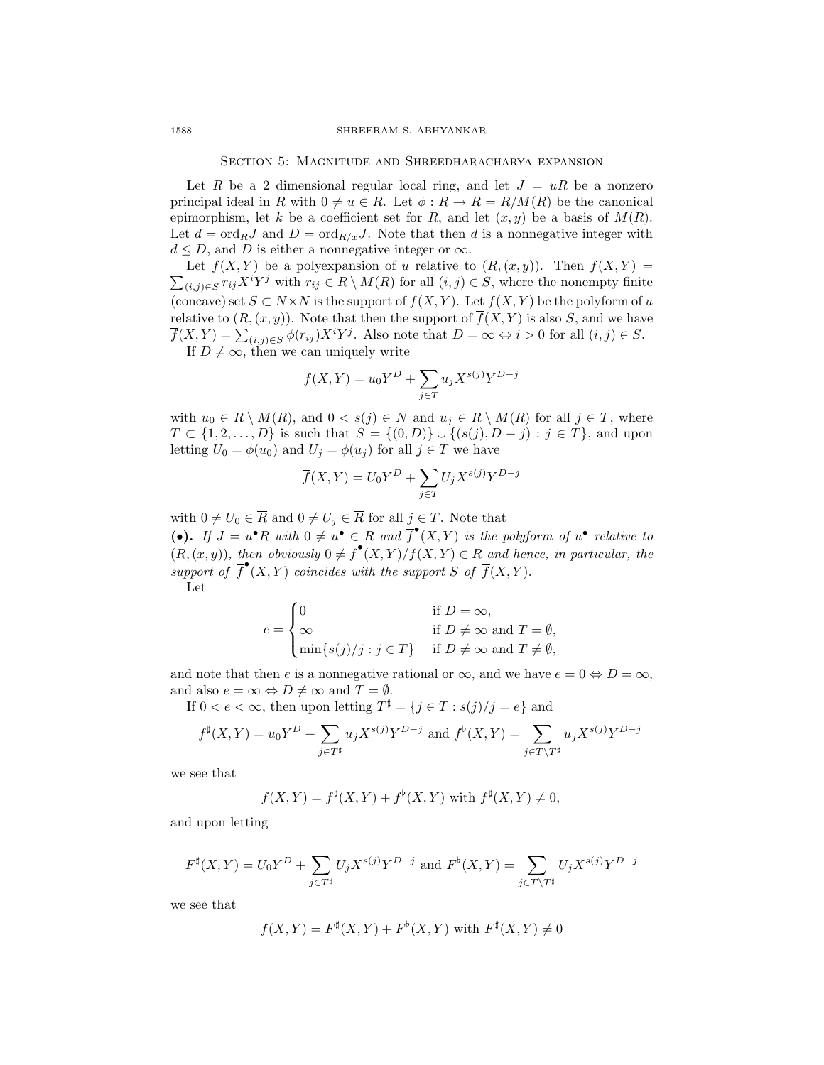## Section 5: Magnitude and Shreedharacharya expansion

Let $R$ be a 2 dimensional regular local ring, and let $J = uR$ be a nonzero principal ideal in $R$ with $0 \neq u \in R$. Let $\phi : R \to \overline{R} = R/M(R)$ be the canonical epimorphism, let $k$ be a coefficient set for $R$, and let $(x, y)$ be a basis of $M(R)$. Let $d = \mathrm{ord}_R J$ and $D = \mathrm{ord}_{R/x} J$. Note that then $d$ is a nonnegative integer with $d \leq D$, and $D$ is either a nonnegative integer or $\infty$.

Let $f(X,Y)$ be a polyexpansion of $u$ relative to $(R,(x,y))$. Then $f(X,Y) = \sum_{(i,j)\in S} r_{ij} X^i Y^j$ with $r_{ij} \in R \setminus M(R)$ for all $(i,j) \in S$, where the nonempty finite (concave) set $S \subset N \times N$ is the support of $f(X,Y)$. Let $\overline{f}(X,Y)$ be the polyform of $u$ relative to $(R,(x,y))$. Note that then the support of $\overline{f}(X,Y)$ is also $S$, and we have $\overline{f}(X,Y) = \sum_{(i,j)\in S} \phi(r_{ij}) X^i Y^j$. Also note that $D = \infty \Leftrightarrow i > 0$ for all $(i,j) \in S$.

If $D \neq \infty$, then we can uniquely write

$$f(X,Y) = u_0 Y^D + \sum_{j \in T} u_j X^{s(j)} Y^{D-j}$$

with $u_0 \in R \setminus M(R)$, and $0 < s(j) \in N$ and $u_j \in R \setminus M(R)$ for all $j \in T$, where $T \subset \{1, 2, \ldots, D\}$ is such that $S = \{(0, D)\} \cup \{(s(j), D-j) : j \in T\}$, and upon letting $U_0 = \phi(u_0)$ and $U_j = \phi(u_j)$ for all $j \in T$ we have

$$\overline{f}(X,Y) = U_0 Y^D + \sum_{j \in T} U_j X^{s(j)} Y^{D-j}$$

with $0 \neq U_0 \in \overline{R}$ and $0 \neq U_j \in \overline{R}$ for all $j \in T$. Note that

**(•).** *If $J = u^\bullet R$ with $0 \neq u^\bullet \in R$ and $\overline{f}^\bullet(X,Y)$ is the polyform of $u^\bullet$ relative to $(R,(x,y))$, then obviously $0 \neq \overline{f}^\bullet(X,Y)/\overline{f}(X,Y) \in \overline{R}$ and hence, in particular, the support of $\overline{f}^\bullet(X,Y)$ coincides with the support $S$ of $\overline{f}(X,Y)$.*

Let

$$e = \begin{cases} 0 & \text{if } D = \infty, \\ \infty & \text{if } D \neq \infty \text{ and } T = \emptyset, \\ \min\{s(j)/j : j \in T\} & \text{if } D \neq \infty \text{ and } T \neq \emptyset, \end{cases}$$

and note that then $e$ is a nonnegative rational or $\infty$, and we have $e = 0 \Leftrightarrow D = \infty$, and also $e = \infty \Leftrightarrow D \neq \infty$ and $T = \emptyset$.

If $0 < e < \infty$, then upon letting $T^\sharp = \{j \in T : s(j)/j = e\}$ and

$$f^\sharp(X,Y) = u_0 Y^D + \sum_{j \in T^\sharp} u_j X^{s(j)} Y^{D-j} \text{ and } f^\flat(X,Y) = \sum_{j \in T \setminus T^\sharp} u_j X^{s(j)} Y^{D-j}$$

we see that

$$f(X,Y) = f^\sharp(X,Y) + f^\flat(X,Y) \text{ with } f^\sharp(X,Y) \neq 0,$$

and upon letting

$$F^\sharp(X,Y) = U_0 Y^D + \sum_{j \in T^\sharp} U_j X^{s(j)} Y^{D-j} \text{ and } F^\flat(X,Y) = \sum_{j \in T \setminus T^\sharp} U_j X^{s(j)} Y^{D-j}$$

we see that

$$\overline{f}(X,Y) = F^\sharp(X,Y) + F^\flat(X,Y) \text{ with } F^\sharp(X,Y) \neq 0$$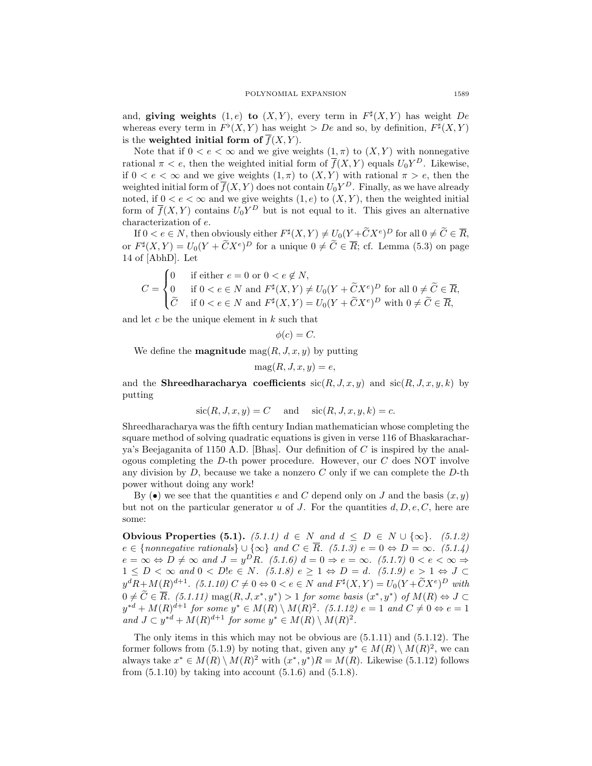and, **giving weights** $(1, e)$ **to** $(X, Y)$, every term in $F^\sharp(X, Y)$ has weight $De$ whereas every term in $F^\flat(X, Y)$ has weight $> De$ and so, by definition, $F^\sharp(X, Y)$ is the **weighted initial form of** $\overline{f}(X, Y)$.

Note that if $0 < e < \infty$ and we give weights $(1, \pi)$ to $(X, Y)$ with nonnegative rational $\pi < e$, then the weighted initial form of $\overline{f}(X, Y)$ equals $U_0 Y^D$. Likewise, if $0 < e < \infty$ and we give weights $(1, \pi)$ to $(X, Y)$ with rational $\pi > e$, then the weighted initial form of $\overline{f}(X, Y)$ does not contain $U_0 Y^D$. Finally, as we have already noted, if $0 < e < \infty$ and we give weights $(1, e)$ to $(X, Y)$, then the weighted initial form of $\overline{f}(X, Y)$ contains $U_0 Y^D$ but is not equal to it. This gives an alternative characterization of $e$.

If $0 < e \in N$, then obviously either $F^\sharp(X, Y) \neq U_0(Y + \widetilde{C} X^e)^D$ for all $0 \neq \widetilde{C} \in \overline{R}$, or $F^\sharp(X, Y) = U_0(Y + \widetilde{C} X^e)^D$ for a unique $0 \neq \widetilde{C} \in \overline{R}$; cf. Lemma (5.3) on page 14 of [AbhD]. Let

$$C = \begin{cases} 0 & \text{if either } e = 0 \text{ or } 0 < e \notin N, \\ 0 & \text{if } 0 < e \in N \text{ and } F^\sharp(X, Y) \neq U_0(Y + \widetilde{C} X^e)^D \text{ for all } 0 \neq \widetilde{C} \in \overline{R}, \\ \widetilde{C} & \text{if } 0 < e \in N \text{ and } F^\sharp(X, Y) = U_0(Y + \widetilde{C} X^e)^D \text{ with } 0 \neq \widetilde{C} \in \overline{R}, \end{cases}$$

and let $c$ be the unique element in $k$ such that

$$\phi(c) = C.$$

We define the **magnitude** $\text{mag}(R, J, x, y)$ by putting

$$\text{mag}(R, J, x, y) = e,$$

and the **Shreedharacharya coefficients** $\text{sic}(R, J, x, y)$ and $\text{sic}(R, J, x, y, k)$ by putting

$$\text{sic}(R, J, x, y) = C \quad \text{ and } \quad \text{sic}(R, J, x, y, k) = c.$$

Shreedharacharya was the fifth century Indian mathematician whose completing the square method of solving quadratic equations is given in verse 116 of Bhaskaracharya's Beejaganita of 1150 A.D. [Bhas]. Our definition of $C$ is inspired by the analogous completing the $D$-th power procedure. However, our $C$ does NOT involve any division by $D$, because we take a nonzero $C$ only if we can complete the $D$-th power without doing any work!

By ($\bullet$) we see that the quantities $e$ and $C$ depend only on $J$ and the basis $(x, y)$ but not on the particular generator $u$ of $J$. For the quantities $d, D, e, C$, here are some:

**Obvious Properties (5.1).** *(5.1.1)* $d \in N$ *and* $d \leq D \in N \cup \{\infty\}$*. (5.1.2)* $e \in \{$*nonnegative rationals*$\} \cup \{\infty\}$ *and* $C \in \overline{R}$*. (5.1.3)* $e = 0 \Leftrightarrow D = \infty$*. (5.1.4)* $e = \infty \Leftrightarrow D \neq \infty$ *and* $J = y^D R$*. (5.1.6)* $d = 0 \Rightarrow e = \infty$*. (5.1.7)* $0 < e < \infty \Rightarrow 1 \leq D < \infty$ *and* $0 < D!e \in N$*. (5.1.8)* $e \geq 1 \Leftrightarrow D = d$*. (5.1.9)* $e > 1 \Leftrightarrow J \subset y^d R + M(R)^{d+1}$*. (5.1.10)* $C \neq 0 \Leftrightarrow 0 < e \in N$ *and* $F^\sharp(X, Y) = U_0(Y + \widetilde{C} X^e)^D$ *with* $0 \neq \widetilde{C} \in \overline{R}$*. (5.1.11)* $\text{mag}(R, J, x^*, y^*) > 1$ *for some basis* $(x^*, y^*)$ *of* $M(R) \Leftrightarrow J \subset y^{*d} + M(R)^{d+1}$ *for some* $y^* \in M(R) \setminus M(R)^2$*. (5.1.12)* $e = 1$ *and* $C \neq 0 \Leftrightarrow e = 1$ *and* $J \subset y^{*d} + M(R)^{d+1}$ *for some* $y^* \in M(R) \setminus M(R)^2$*.*

The only items in this which may not be obvious are (5.1.11) and (5.1.12). The former follows from (5.1.9) by noting that, given any $y^* \in M(R) \setminus M(R)^2$, we can always take $x^* \in M(R) \setminus M(R)^2$ with $(x^*, y^*)R = M(R)$. Likewise (5.1.12) follows from (5.1.10) by taking into account (5.1.6) and (5.1.8).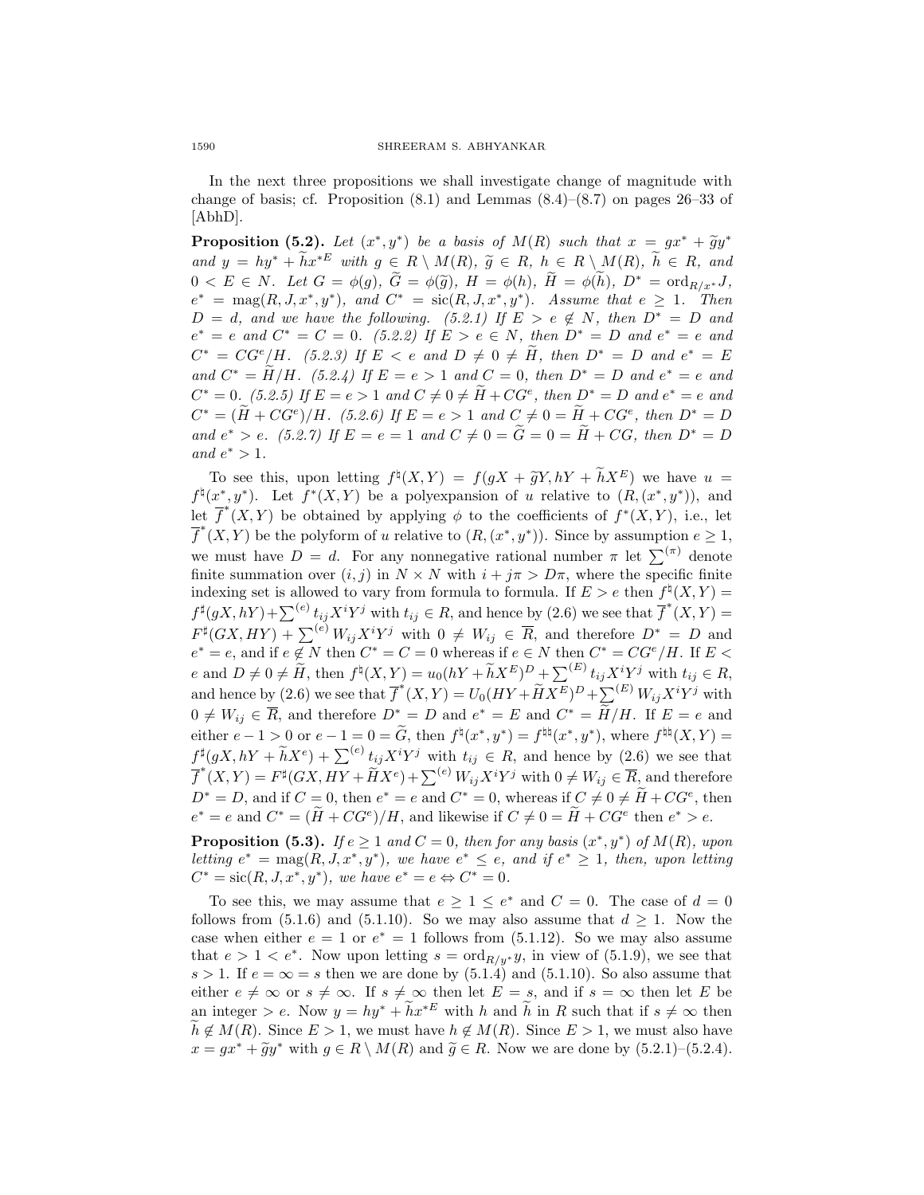In the next three propositions we shall investigate change of magnitude with change of basis; cf. Proposition (8.1) and Lemmas (8.4)–(8.7) on pages 26–33 of [AbhD].

**Proposition (5.2).** *Let $(x^*, y^*)$ be a basis of $M(R)$ such that $x = gx^* + \widetilde{g}y^*$ and $y = hy^* + \widetilde{h}x^{*E}$ with $g \in R \setminus M(R)$, $\widetilde{g} \in R$, $h \in R \setminus M(R)$, $\widetilde{h} \in R$, and $0 < E \in N$. Let $G = \phi(g)$, $\widetilde{G} = \phi(\widetilde{g})$, $H = \phi(h)$, $\widetilde{H} = \phi(\widetilde{h})$, $D^* = \operatorname{ord}_{R/x^*} J$, $e^* = \operatorname{mag}(R, J, x^*, y^*)$, and $C^* = \operatorname{sic}(R, J, x^*, y^*)$. Assume that $e \geq 1$. Then $D = d$, and we have the following. (5.2.1) If $E > e \notin N$, then $D^* = D$ and $e^* = e$ and $C^* = C = 0$. (5.2.2) If $E > e \in N$, then $D^* = D$ and $e^* = e$ and $C^* = CG^e/H$. (5.2.3) If $E < e$ and $D \neq 0 \neq \widetilde{H}$, then $D^* = D$ and $e^* = E$ and $C^* = \widetilde{H}/H$. (5.2.4) If $E = e > 1$ and $C = 0$, then $D^* = D$ and $e^* = e$ and $C^* = 0$. (5.2.5) If $E = e > 1$ and $C \neq 0 \neq \widetilde{H} + CG^e$, then $D^* = D$ and $e^* = e$ and $C^* = (\widetilde{H} + CG^e)/H$. (5.2.6) If $E = e > 1$ and $C \neq 0 = \widetilde{H} + CG^e$, then $D^* = D$ and $e^* > e$. (5.2.7) If $E = e = 1$ and $C \neq 0 = \widetilde{G} = 0 = \widetilde{H} + CG$, then $D^* = D$ and $e^* > 1$.*

To see this, upon letting $f^\natural(X, Y) = f(gX + \widetilde{g}Y, hY + \widetilde{h}X^E)$ we have $u = f^\natural(x^*, y^*)$. Let $f^*(X, Y)$ be a polyexpansion of $u$ relative to $(R, (x^*, y^*))$, and let $\overline{f}^*(X, Y)$ be obtained by applying $\phi$ to the coefficients of $f^*(X, Y)$, i.e., let $\overline{f}^*(X, Y)$ be the polyform of $u$ relative to $(R, (x^*, y^*))$. Since by assumption $e \geq 1$, we must have $D = d$. For any nonnegative rational number $\pi$ let $\sum^{(\pi)}$ denote finite summation over $(i, j)$ in $N \times N$ with $i + j\pi > D\pi$, where the specific finite indexing set is allowed to vary from formula to formula. If $E > e$ then $f^\natural(X, Y) = f^\sharp(gX, hY) + \sum^{(e)} t_{ij} X^i Y^j$ with $t_{ij} \in R$, and hence by (2.6) we see that $\overline{f}^*(X, Y) = F^\sharp(GX, HY) + \sum^{(e)} W_{ij} X^i Y^j$ with $0 \neq W_{ij} \in \overline{R}$, and therefore $D^* = D$ and $e^* = e$, and if $e \notin N$ then $C^* = C = 0$ whereas if $e \in N$ then $C^* = CG^e/H$. If $E < e$ and $D \neq 0 \neq \widetilde{H}$, then $f^\natural(X, Y) = u_0(hY + \widetilde{h}X^E)^D + \sum^{(E)} t_{ij} X^i Y^j$ with $t_{ij} \in R$, and hence by (2.6) we see that $\overline{f}^*(X, Y) = U_0(HY + \widetilde{H}X^E)^D + \sum^{(E)} W_{ij} X^i Y^j$ with $0 \neq W_{ij} \in \overline{R}$, and therefore $D^* = D$ and $e^* = E$ and $C^* = \widetilde{H}/H$. If $E = e$ and either $e - 1 > 0$ or $e - 1 = 0 = \widetilde{G}$, then $f^\natural(x^*, y^*) = f^{\natural\natural}(x^*, y^*)$, where $f^{\natural\natural}(X, Y) = f^\sharp(gX, hY + \widetilde{h}X^e) + \sum^{(e)} t_{ij} X^i Y^j$ with $t_{ij} \in R$, and hence by (2.6) we see that $\overline{f}^*(X, Y) = F^\sharp(GX, HY + \widetilde{H}X^e) + \sum^{(e)} W_{ij} X^i Y^j$ with $0 \neq W_{ij} \in \overline{R}$, and therefore $D^* = D$, and if $C = 0$, then $e^* = e$ and $C^* = 0$, whereas if $C \neq 0 \neq \widetilde{H} + CG^e$, then $e^* = e$ and $C^* = (\widetilde{H} + CG^e)/H$, and likewise if $C \neq 0 = \widetilde{H} + CG^e$ then $e^* > e$.

**Proposition (5.3).** *If $e \geq 1$ and $C = 0$, then for any basis $(x^*, y^*)$ of $M(R)$, upon letting $e^* = \operatorname{mag}(R, J, x^*, y^*)$, we have $e^* \leq e$, and if $e^* \geq 1$, then, upon letting $C^* = \operatorname{sic}(R, J, x^*, y^*)$, we have $e^* = e \Leftrightarrow C^* = 0$.*

To see this, we may assume that $e \geq 1 \leq e^*$ and $C = 0$. The case of $d = 0$ follows from (5.1.6) and (5.1.10). So we may also assume that $d \geq 1$. Now the case when either $e = 1$ or $e^* = 1$ follows from (5.1.12). So we may also assume that $e > 1 < e^*$. Now upon letting $s = \operatorname{ord}_{R/y^*} y$, in view of (5.1.9), we see that $s > 1$. If $e = \infty = s$ then we are done by (5.1.4) and (5.1.10). So also assume that either $e \neq \infty$ or $s \neq \infty$. If $s \neq \infty$ then let $E = s$, and if $s = \infty$ then let $E$ be an integer $> e$. Now $y = hy^* + \widetilde{h}x^{*E}$ with $h$ and $\widetilde{h}$ in $R$ such that if $s \neq \infty$ then $\widetilde{h} \notin M(R)$. Since $E > 1$, we must have $h \notin M(R)$. Since $E > 1$, we must also have $x = gx^* + \widetilde{g}y^*$ with $g \in R \setminus M(R)$ and $\widetilde{g} \in R$. Now we are done by (5.2.1)–(5.2.4).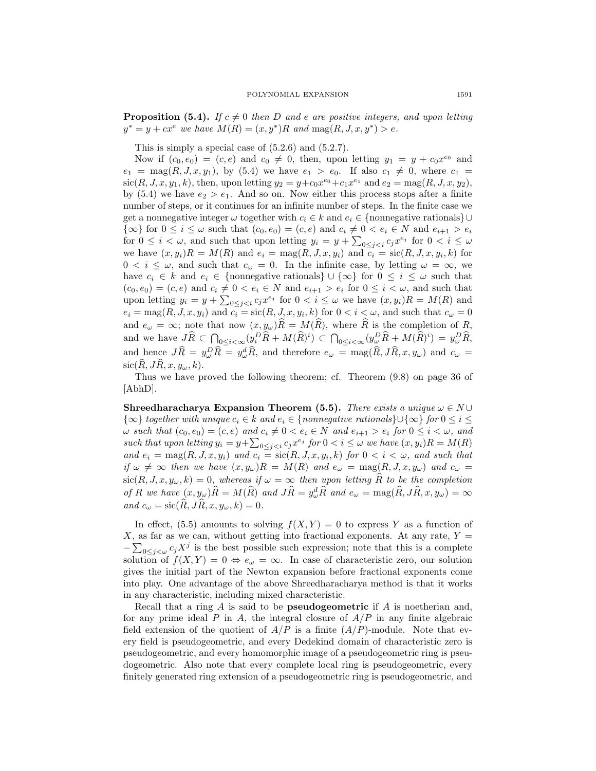**Proposition (5.4).** *If $c \neq 0$ then $D$ and $e$ are positive integers, and upon letting $y^* = y + cx^e$ we have $M(R) = (x, y^*)R$ and $\text{mag}(R, J, x, y^*) > e$.*

This is simply a special case of (5.2.6) and (5.2.7).

Now if $(c_0, e_0) = (c, e)$ and $c_0 \neq 0$, then, upon letting $y_1 = y + c_0 x^{e_0}$ and $e_1 = \text{mag}(R, J, x, y_1)$, by (5.4) we have $e_1 > e_0$. If also $c_1 \neq 0$, where $c_1 = \text{sic}(R, J, x, y_1, k)$, then, upon letting $y_2 = y + c_0 x^{e_0} + c_1 x^{e_1}$ and $e_2 = \text{mag}(R, J, x, y_2)$, by (5.4) we have $e_2 > e_1$. And so on. Now either this process stops after a finite number of steps, or it continues for an infinite number of steps. In the finite case we get a nonnegative integer $\omega$ together with $c_i \in k$ and $e_i \in \{\text{nonnegative rationals}\} \cup \{\infty\}$ for $0 \leq i \leq \omega$ such that $(c_0, e_0) = (c, e)$ and $c_i \neq 0 < e_i \in N$ and $e_{i+1} > e_i$ for $0 \leq i < \omega$, and such that upon letting $y_i = y + \sum_{0 \leq j < i} c_j x^{e_j}$ for $0 < i \leq \omega$ we have $(x, y_i)R = M(R)$ and $e_i = \text{mag}(R, J, x, y_i)$ and $c_i = \text{sic}(R, J, x, y_i, k)$ for $0 < i \leq \omega$, and such that $c_\omega = 0$. In the infinite case, by letting $\omega = \infty$, we have $c_i \in k$ and $e_i \in \{\text{nonnegative rationals}\} \cup \{\infty\}$ for $0 \leq i \leq \omega$ such that $(c_0, e_0) = (c, e)$ and $c_i \neq 0 < e_i \in N$ and $e_{i+1} > e_i$ for $0 \leq i < \omega$, and such that upon letting $y_i = y + \sum_{0 \leq j < i} c_j x^{e_j}$ for $0 < i \leq \omega$ we have $(x, y_i)R = M(R)$ and $e_i = \text{mag}(R, J, x, y_i)$ and $c_i = \text{sic}(R, J, x, y_i, k)$ for $0 < i < \omega$, and such that $c_\omega = 0$ and $e_\omega = \infty$; note that now $(x, y_\omega)\widehat{R} = M(\widehat{R})$, where $\widehat{R}$ is the completion of $R$, and we have $J\widehat{R} \subset \bigcap_{0 \leq i < \infty} (y_i^D \widehat{R} + M(\widehat{R})^i) \subset \bigcap_{0 \leq i < \infty} (y_\omega^D \widehat{R} + M(\widehat{R})^i) = y_\omega^D \widehat{R}$, and hence $J\widehat{R} = y_\omega^D \widehat{R} = y_\omega^d \widehat{R}$, and therefore $e_\omega = \text{mag}(\widehat{R}, J\widehat{R}, x, y_\omega)$ and $c_\omega = \text{sic}(\widehat{R}, J\widehat{R}, x, y_\omega, k)$.

Thus we have proved the following theorem; cf. Theorem (9.8) on page 36 of [AbhD].

**Shreedharacharya Expansion Theorem (5.5).** *There exists a unique $\omega \in N \cup \{\infty\}$ together with unique $c_i \in k$ and $e_i \in \{\text{nonnegative rationals}\} \cup \{\infty\}$ for $0 \leq i \leq \omega$ such that $(c_0, e_0) = (c, e)$ and $c_i \neq 0 < e_i \in N$ and $e_{i+1} > e_i$ for $0 \leq i < \omega$, and such that upon letting $y_i = y + \sum_{0 \leq j < i} c_j x^{e_j}$ for $0 < i \leq \omega$ we have $(x, y_i)R = M(R)$ and $e_i = \text{mag}(R, J, x, y_i)$ and $c_i = \text{sic}(R, J, x, y_i, k)$ for $0 < i < \omega$, and such that if $\omega \neq \infty$ then we have $(x, y_\omega)R = M(R)$ and $e_\omega = \text{mag}(R, J, x, y_\omega)$ and $c_\omega = \text{sic}(R, J, x, y_\omega, k) = 0$, whereas if $\omega = \infty$ then upon letting $\widehat{R}$ to be the completion of $R$ we have $(x, y_\omega)\widehat{R} = M(\widehat{R})$ and $J\widehat{R} = y_\omega^d \widehat{R}$ and $e_\omega = \text{mag}(\widehat{R}, J\widehat{R}, x, y_\omega) = \infty$ and $c_\omega = \text{sic}(\widehat{R}, J\widehat{R}, x, y_\omega, k) = 0$.*

In effect, (5.5) amounts to solving $f(X, Y) = 0$ to express $Y$ as a function of $X$, as far as we can, without getting into fractional exponents. At any rate, $Y = -\sum_{0 \leq j < \omega} c_j X^j$ is the best possible such expression; note that this is a complete solution of $f(X, Y) = 0 \Leftrightarrow e_\omega = \infty$. In case of characteristic zero, our solution gives the initial part of the Newton expansion before fractional exponents come into play. One advantage of the above Shreedharacharya method is that it works in any characteristic, including mixed characteristic.

Recall that a ring $A$ is said to be **pseudogeometric** if $A$ is noetherian and, for any prime ideal $P$ in $A$, the integral closure of $A/P$ in any finite algebraic field extension of the quotient of $A/P$ is a finite $(A/P)$-module. Note that every field is pseudogeometric, and every Dedekind domain of characteristic zero is pseudogeometric, and every homomorphic image of a pseudogeometric ring is pseudogeometric. Also note that every complete local ring is pseudogeometric, every finitely generated ring extension of a pseudogeometric ring is pseudogeometric, and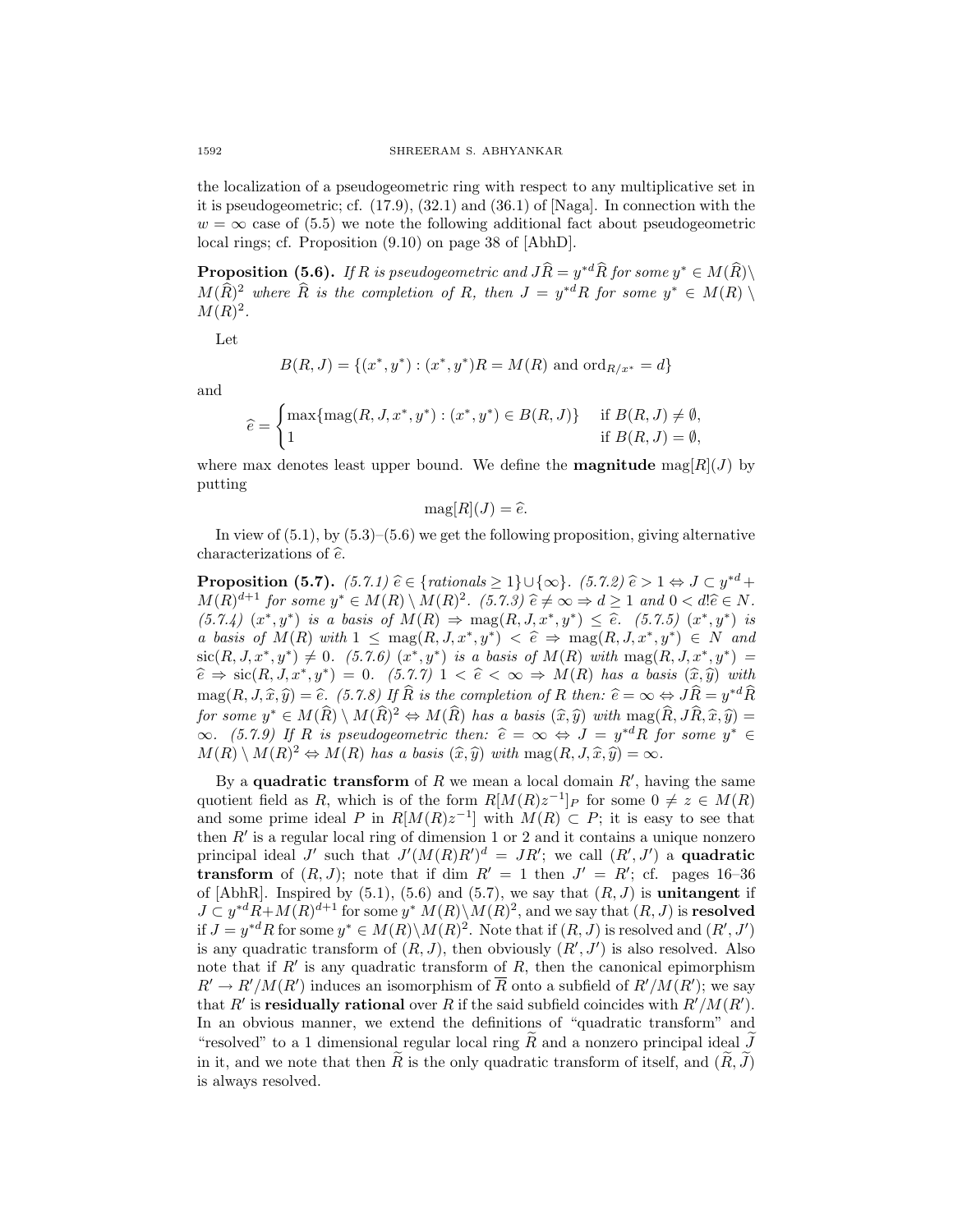the localization of a pseudogeometric ring with respect to any multiplicative set in it is pseudogeometric; cf. (17.9), (32.1) and (36.1) of [Naga]. In connection with the $w = \infty$ case of (5.5) we note the following additional fact about pseudogeometric local rings; cf. Proposition (9.10) on page 38 of [AbhD].

**Proposition (5.6).** *If $R$ is pseudogeometric and $J\widehat{R} = y^{*d}\widehat{R}$ for some $y^* \in M(\widehat{R}) \setminus M(\widehat{R})^2$ where $\widehat{R}$ is the completion of $R$, then $J = y^{*d}R$ for some $y^* \in M(R) \setminus M(R)^2$.*

Let

$$B(R, J) = \{(x^*, y^*) : (x^*, y^*)R = M(R) \text{ and } \mathrm{ord}_{R/x^*} = d\}$$

and

$$\widehat{e} = \begin{cases} \max\{\mathrm{mag}(R, J, x^*, y^*) : (x^*, y^*) \in B(R, J)\} & \text{if } B(R, J) \neq \emptyset, \\ 1 & \text{if } B(R, J) = \emptyset, \end{cases}$$

where max denotes least upper bound. We define the **magnitude** $\mathrm{mag}[R](J)$ by putting

$$\mathrm{mag}[R](J) = \widehat{e}.$$

In view of (5.1), by (5.3)–(5.6) we get the following proposition, giving alternative characterizations of $\widehat{e}$.

**Proposition (5.7).** *(5.7.1) $\widehat{e} \in \{\text{rationals} \geq 1\} \cup \{\infty\}$. (5.7.2) $\widehat{e} > 1 \Leftrightarrow J \subset y^{*d} + M(R)^{d+1}$ for some $y^* \in M(R) \setminus M(R)^2$. (5.7.3) $\widehat{e} \neq \infty \Rightarrow d \geq 1$ and $0 < d!\widehat{e} \in N$. (5.7.4) $(x^*, y^*)$ is a basis of $M(R) \Rightarrow \mathrm{mag}(R, J, x^*, y^*) \leq \widehat{e}$. (5.7.5) $(x^*, y^*)$ is a basis of $M(R)$ with $1 \leq \mathrm{mag}(R, J, x^*, y^*) < \widehat{e} \Rightarrow \mathrm{mag}(R, J, x^*, y^*) \in N$ and $\mathrm{sic}(R, J, x^*, y^*) \neq 0$. (5.7.6) $(x^*, y^*)$ is a basis of $M(R)$ with $\mathrm{mag}(R, J, x^*, y^*) = \widehat{e} \Rightarrow \mathrm{sic}(R, J, x^*, y^*) = 0$. (5.7.7) $1 < \widehat{e} < \infty \Rightarrow M(R)$ has a basis $(\widehat{x}, \widehat{y})$ with $\mathrm{mag}(R, J, \widehat{x}, \widehat{y}) = \widehat{e}$. (5.7.8) If $\widehat{R}$ is the completion of $R$ then: $\widehat{e} = \infty \Leftrightarrow J\widehat{R} = y^{*d}\widehat{R}$ for some $y^* \in M(\widehat{R}) \setminus M(\widehat{R})^2 \Leftrightarrow M(\widehat{R})$ has a basis $(\widehat{x}, \widehat{y})$ with $\mathrm{mag}(\widehat{R}, J\widehat{R}, \widehat{x}, \widehat{y}) = \infty$. (5.7.9) If $R$ is pseudogeometric then: $\widehat{e} = \infty \Leftrightarrow J = y^{*d}R$ for some $y^* \in M(R) \setminus M(R)^2 \Leftrightarrow M(R)$ has a basis $(\widehat{x}, \widehat{y})$ with $\mathrm{mag}(R, J, \widehat{x}, \widehat{y}) = \infty$.*

By a **quadratic transform** of $R$ we mean a local domain $R'$, having the same quotient field as $R$, which is of the form $R[M(R)z^{-1}]_P$ for some $0 \neq z \in M(R)$ and some prime ideal $P$ in $R[M(R)z^{-1}]$ with $M(R) \subset P$; it is easy to see that then $R'$ is a regular local ring of dimension 1 or 2 and it contains a unique nonzero principal ideal $J'$ such that $J'(M(R)R')^d = JR'$; we call $(R', J')$ a **quadratic transform** of $(R, J)$; note that if $\dim R' = 1$ then $J' = R'$; cf. pages 16–36 of [AbhR]. Inspired by (5.1), (5.6) and (5.7), we say that $(R, J)$ is **unitangent** if $J \subset y^{*d}R + M(R)^{d+1}$ for some $y^*$ $M(R) \setminus M(R)^2$, and we say that $(R, J)$ is **resolved** if $J = y^{*d}R$ for some $y^* \in M(R) \setminus M(R)^2$. Note that if $(R, J)$ is resolved and $(R', J')$ is any quadratic transform of $(R, J)$, then obviously $(R', J')$ is also resolved. Also note that if $R'$ is any quadratic transform of $R$, then the canonical epimorphism $R' \to R'/M(R')$ induces an isomorphism of $\overline{R}$ onto a subfield of $R'/M(R')$; we say that $R'$ is **residually rational** over $R$ if the said subfield coincides with $R'/M(R')$. In an obvious manner, we extend the definitions of "quadratic transform" and "resolved" to a 1 dimensional regular local ring $\widetilde{R}$ and a nonzero principal ideal $\widetilde{J}$ in it, and we note that then $\widetilde{R}$ is the only quadratic transform of itself, and $(\widetilde{R}, \widetilde{J})$ is always resolved.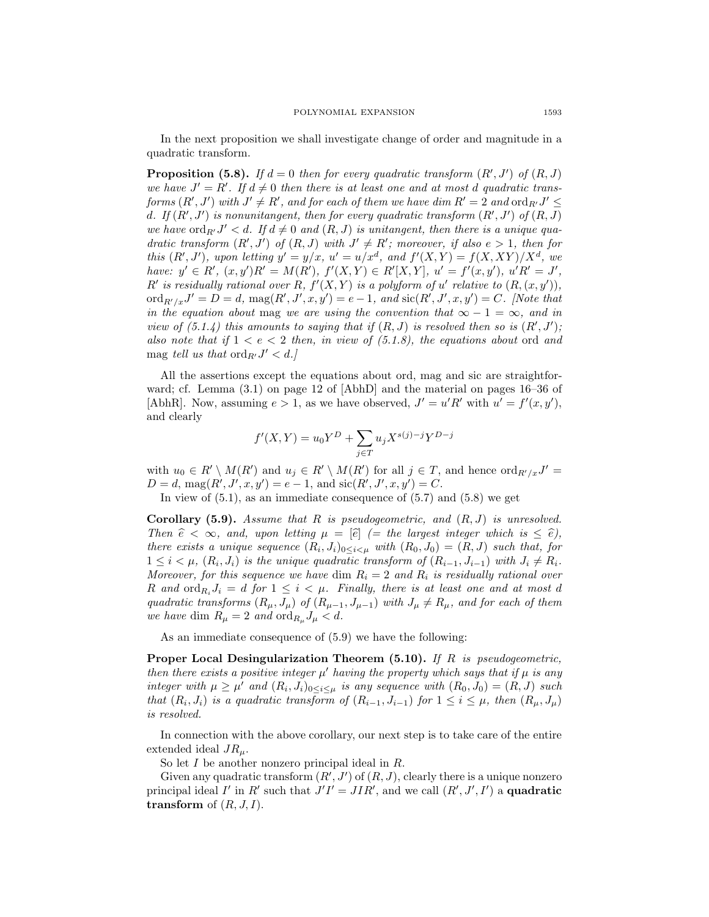In the next proposition we shall investigate change of order and magnitude in a quadratic transform.

**Proposition (5.8).** *If $d = 0$ then for every quadratic transform $(R', J')$ of $(R, J)$ we have $J' = R'$. If $d \neq 0$ then there is at least one and at most $d$ quadratic transforms $(R', J')$ with $J' \neq R'$, and for each of them we have $\dim R' = 2$ and $\mathrm{ord}_{R'} J' \leq d$. If $(R', J')$ is nonunitangent, then for every quadratic transform $(R', J')$ of $(R, J)$ we have $\mathrm{ord}_{R'} J' < d$. If $d \neq 0$ and $(R, J)$ is unitangent, then there is a unique quadratic transform $(R', J')$ of $(R, J)$ with $J' \neq R'$; moreover, if also $e > 1$, then for this $(R', J')$, upon letting $y' = y/x$, $u' = u/x^d$, and $f'(X, Y) = f(X, XY)/X^d$, we have: $y' \in R'$, $(x, y')R' = M(R')$, $f'(X, Y) \in R'[X, Y]$, $u' = f'(x, y')$, $u'R' = J'$, $R'$ is residually rational over $R$, $f'(X, Y)$ is a polyform of $u'$ relative to $(R, (x, y'))$, $\mathrm{ord}_{R'/x} J' = D = d$, $\mathrm{mag}(R', J', x, y') = e - 1$, and $\mathrm{sic}(R', J', x, y') = C$. [Note that in the equation about* mag *we are using the convention that $\infty - 1 = \infty$, and in view of (5.1.4) this amounts to saying that if $(R, J)$ is resolved then so is $(R', J')$; also note that if $1 < e < 2$ then, in view of (5.1.8), the equations about* ord *and* mag *tell us that $\mathrm{ord}_{R'} J' < d$.]*

All the assertions except the equations about ord, mag and sic are straightforward; cf. Lemma (3.1) on page 12 of [AbhD] and the material on pages 16–36 of [AbhR]. Now, assuming $e > 1$, as we have observed, $J' = u'R'$ with $u' = f'(x, y')$, and clearly

$$f'(X, Y) = u_0 Y^D + \sum_{j \in T} u_j X^{s(j) - j} Y^{D - j}$$

with $u_0 \in R' \setminus M(R')$ and $u_j \in R' \setminus M(R')$ for all $j \in T$, and hence $\mathrm{ord}_{R'/x} J' = D = d$, $\mathrm{mag}(R', J', x, y') = e - 1$, and $\mathrm{sic}(R', J', x, y') = C$.

In view of (5.1), as an immediate consequence of (5.7) and (5.8) we get

**Corollary (5.9).** *Assume that $R$ is pseudogeometric, and $(R, J)$ is unresolved. Then $\widehat{e} < \infty$, and, upon letting $\mu = [\widehat{e}]$ (= the largest integer which is $\leq \widehat{e}$), there exists a unique sequence $(R_i, J_i)_{0 \leq i < \mu}$ with $(R_0, J_0) = (R, J)$ such that, for $1 \leq i < \mu$, $(R_i, J_i)$ is the unique quadratic transform of $(R_{i-1}, J_{i-1})$ with $J_i \neq R_i$. Moreover, for this sequence we have $\dim R_i = 2$ and $R_i$ is residually rational over $R$ and $\mathrm{ord}_{R_i} J_i = d$ for $1 \leq i < \mu$. Finally, there is at least one and at most $d$ quadratic transforms $(R_\mu, J_\mu)$ of $(R_{\mu-1}, J_{\mu-1})$ with $J_\mu \neq R_\mu$, and for each of them we have $\dim R_\mu = 2$ and $\mathrm{ord}_{R_\mu} J_\mu < d$.*

As an immediate consequence of (5.9) we have the following:

**Proper Local Desingularization Theorem (5.10).** *If $R$ is pseudogeometric, then there exists a positive integer $\mu'$ having the property which says that if $\mu$ is any integer with $\mu \geq \mu'$ and $(R_i, J_i)_{0 \leq i \leq \mu}$ is any sequence with $(R_0, J_0) = (R, J)$ such that $(R_i, J_i)$ is a quadratic transform of $(R_{i-1}, J_{i-1})$ for $1 \leq i \leq \mu$, then $(R_\mu, J_\mu)$ is resolved.*

In connection with the above corollary, our next step is to take care of the entire extended ideal $JR_\mu$.

So let $I$ be another nonzero principal ideal in $R$.

Given any quadratic transform $(R', J')$ of $(R, J)$, clearly there is a unique nonzero principal ideal $I'$ in $R'$ such that $J'I' = JIR'$, and we call $(R', J', I')$ a **quadratic transform** of $(R, J, I)$.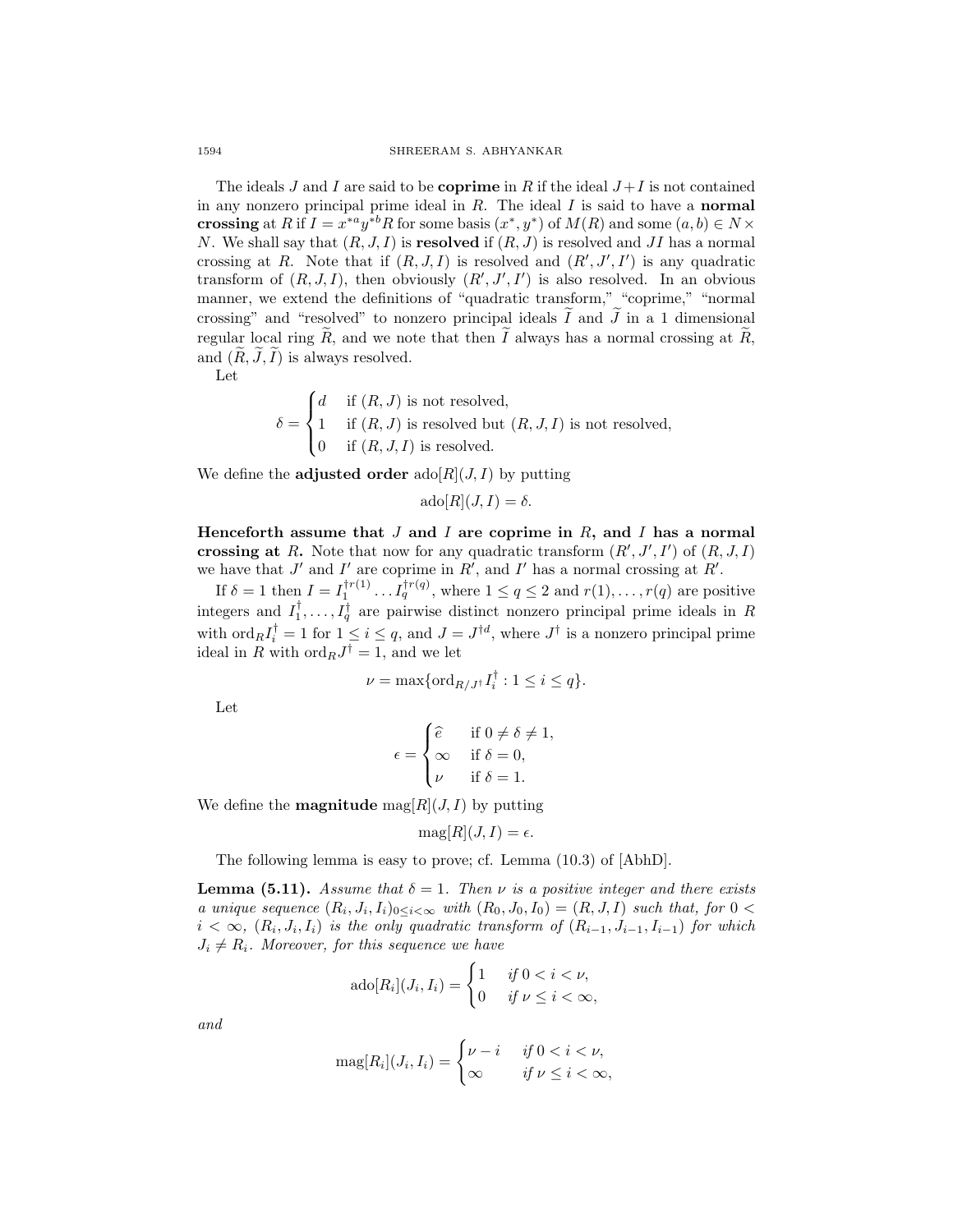The ideals $J$ and $I$ are said to be **coprime** in $R$ if the ideal $J+I$ is not contained in any nonzero principal prime ideal in $R$. The ideal $I$ is said to have a **normal crossing** at $R$ if $I = x^{*a}y^{*b}R$ for some basis $(x^*, y^*)$ of $M(R)$ and some $(a,b) \in N \times N$. We shall say that $(R, J, I)$ is **resolved** if $(R, J)$ is resolved and $JI$ has a normal crossing at $R$. Note that if $(R, J, I)$ is resolved and $(R', J', I')$ is any quadratic transform of $(R, J, I)$, then obviously $(R', J', I')$ is also resolved. In an obvious manner, we extend the definitions of "quadratic transform," "coprime," "normal crossing" and "resolved" to nonzero principal ideals $\widetilde{I}$ and $\widetilde{J}$ in a 1 dimensional regular local ring $\widetilde{R}$, and we note that then $\widetilde{I}$ always has a normal crossing at $\widetilde{R}$, and $(\widetilde{R}, \widetilde{J}, \widetilde{I})$ is always resolved.

Let

$$\delta = \begin{cases} d & \text{if } (R,J) \text{ is not resolved,} \\ 1 & \text{if } (R,J) \text{ is resolved but } (R,J,I) \text{ is not resolved,} \\ 0 & \text{if } (R,J,I) \text{ is resolved.} \end{cases}$$

We define the **adjusted order** $\operatorname{ado}[R](J,I)$ by putting

$$\operatorname{ado}[R](J,I) = \delta.$$

**Henceforth assume that $J$ and $I$ are coprime in $R$, and $I$ has a normal crossing at $R$.** Note that now for any quadratic transform $(R', J', I')$ of $(R, J, I)$ we have that $J'$ and $I'$ are coprime in $R'$, and $I'$ has a normal crossing at $R'$.

If $\delta = 1$ then $I = I_1^{\dagger r(1)} \dots I_q^{\dagger r(q)}$, where $1 \le q \le 2$ and $r(1), \dots, r(q)$ are positive integers and $I_1^\dagger, \dots, I_q^\dagger$ are pairwise distinct nonzero principal prime ideals in $R$ with $\operatorname{ord}_R I_i^\dagger = 1$ for $1 \le i \le q$, and $J = J^{\dagger d}$, where $J^\dagger$ is a nonzero principal prime ideal in $R$ with $\operatorname{ord}_R J^\dagger = 1$, and we let

$$\nu = \max\{\operatorname{ord}_{R/J^\dagger} I_i^\dagger : 1 \le i \le q\}.$$

Let

$$\epsilon = \begin{cases} \widehat{e} & \text{if } 0 \ne \delta \ne 1, \\ \infty & \text{if } \delta = 0, \\ \nu & \text{if } \delta = 1. \end{cases}$$

We define the **magnitude** $\operatorname{mag}[R](J,I)$ by putting

$$\operatorname{mag}[R](J,I) = \epsilon.$$

The following lemma is easy to prove; cf. Lemma (10.3) of [AbhD].

**Lemma (5.11).** *Assume that $\delta = 1$. Then $\nu$ is a positive integer and there exists a unique sequence $(R_i, J_i, I_i)_{0 \le i < \infty}$ with $(R_0, J_0, I_0) = (R, J, I)$ such that, for $0 < i < \infty$, $(R_i, J_i, I_i)$ is the only quadratic transform of $(R_{i-1}, J_{i-1}, I_{i-1})$ for which $J_i \ne R_i$. Moreover, for this sequence we have*

$$\operatorname{ado}[R_i](J_i, I_i) = \begin{cases} 1 & \text{if } 0 < i < \nu, \\ 0 & \text{if } \nu \le i < \infty, \end{cases}$$

*and*

$$\operatorname{mag}[R_i](J_i, I_i) = \begin{cases} \nu - i & \text{if } 0 < i < \nu, \\ \infty & \text{if } \nu \le i < \infty, \end{cases}$$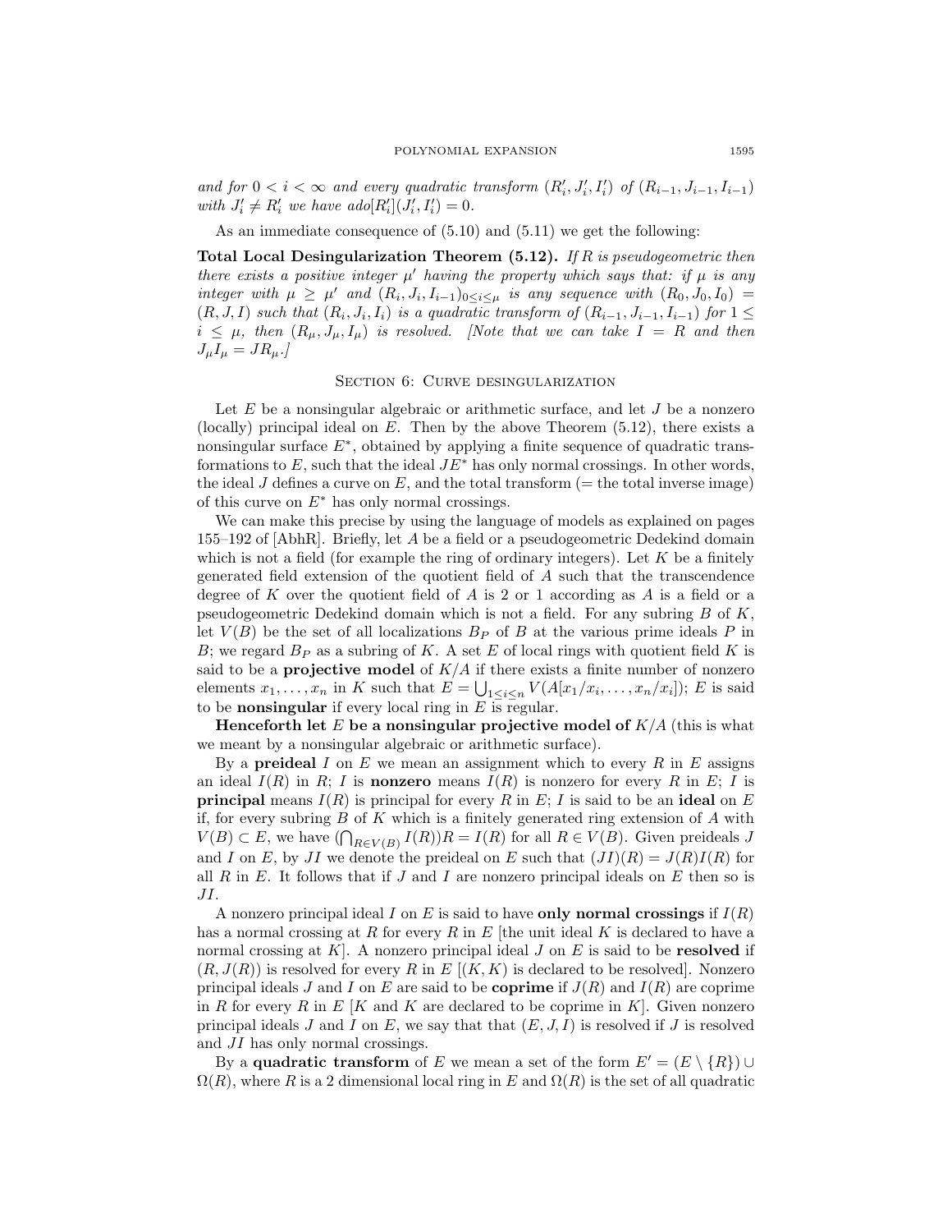*and for $0 < i < \infty$ and every quadratic transform $(R'_i, J'_i, I'_i)$ of $(R_{i-1}, J_{i-1}, I_{i-1})$ with $J'_i \neq R'_i$ we have $ado[R'_i](J'_i, I'_i) = 0$.*

As an immediate consequence of (5.10) and (5.11) we get the following:

**Total Local Desingularization Theorem (5.12).** *If $R$ is pseudogeometric then there exists a positive integer $\mu'$ having the property which says that: if $\mu$ is any integer with $\mu \geq \mu'$ and $(R_i, J_i, I_{i-1})_{0 \leq i \leq \mu}$ is any sequence with $(R_0, J_0, I_0) = (R, J, I)$ such that $(R_i, J_i, I_i)$ is a quadratic transform of $(R_{i-1}, J_{i-1}, I_{i-1})$ for $1 \leq i \leq \mu$, then $(R_\mu, J_\mu, I_\mu)$ is resolved. [Note that we can take $I = R$ and then $J_\mu I_\mu = JR_\mu$.]*

## Section 6: Curve desingularization

Let $E$ be a nonsingular algebraic or arithmetic surface, and let $J$ be a nonzero (locally) principal ideal on $E$. Then by the above Theorem (5.12), there exists a nonsingular surface $E^*$, obtained by applying a finite sequence of quadratic transformations to $E$, such that the ideal $JE^*$ has only normal crossings. In other words, the ideal $J$ defines a curve on $E$, and the total transform (= the total inverse image) of this curve on $E^*$ has only normal crossings.

We can make this precise by using the language of models as explained on pages 155–192 of [AbhR]. Briefly, let $A$ be a field or a pseudogeometric Dedekind domain which is not a field (for example the ring of ordinary integers). Let $K$ be a finitely generated field extension of the quotient field of $A$ such that the transcendence degree of $K$ over the quotient field of $A$ is 2 or 1 according as $A$ is a field or a pseudogeometric Dedekind domain which is not a field. For any subring $B$ of $K$, let $V(B)$ be the set of all localizations $B_P$ of $B$ at the various prime ideals $P$ in $B$; we regard $B_P$ as a subring of $K$. A set $E$ of local rings with quotient field $K$ is said to be a **projective model** of $K/A$ if there exists a finite number of nonzero elements $x_1, \ldots, x_n$ in $K$ such that $E = \bigcup_{1 \leq i \leq n} V(A[x_1/x_i, \ldots, x_n/x_i])$; $E$ is said to be **nonsingular** if every local ring in $E$ is regular.

**Henceforth let $E$ be a nonsingular projective model of** $K/A$ (this is what we meant by a nonsingular algebraic or arithmetic surface).

By a **preideal** $I$ on $E$ we mean an assignment which to every $R$ in $E$ assigns an ideal $I(R)$ in $R$; $I$ is **nonzero** means $I(R)$ is nonzero for every $R$ in $E$; $I$ is **principal** means $I(R)$ is principal for every $R$ in $E$; $I$ is said to be an **ideal** on $E$ if, for every subring $B$ of $K$ which is a finitely generated ring extension of $A$ with $V(B) \subset E$, we have $(\bigcap_{R \in V(B)} I(R))R = I(R)$ for all $R \in V(B)$. Given preideals $J$ and $I$ on $E$, by $JI$ we denote the preideal on $E$ such that $(JI)(R) = J(R)I(R)$ for all $R$ in $E$. It follows that if $J$ and $I$ are nonzero principal ideals on $E$ then so is $JI$.

A nonzero principal ideal $I$ on $E$ is said to have **only normal crossings** if $I(R)$ has a normal crossing at $R$ for every $R$ in $E$ [the unit ideal $K$ is declared to have a normal crossing at $K$]. A nonzero principal ideal $J$ on $E$ is said to be **resolved** if $(R, J(R))$ is resolved for every $R$ in $E$ [$(K, K)$ is declared to be resolved]. Nonzero principal ideals $J$ and $I$ on $E$ are said to be **coprime** if $J(R)$ and $I(R)$ are coprime in $R$ for every $R$ in $E$ [$K$ and $K$ are declared to be coprime in $K$]. Given nonzero principal ideals $J$ and $I$ on $E$, we say that that $(E, J, I)$ is resolved if $J$ is resolved and $JI$ has only normal crossings.

By a **quadratic transform** of $E$ we mean a set of the form $E' = (E \setminus \{R\}) \cup \Omega(R)$, where $R$ is a 2 dimensional local ring in $E$ and $\Omega(R)$ is the set of all quadratic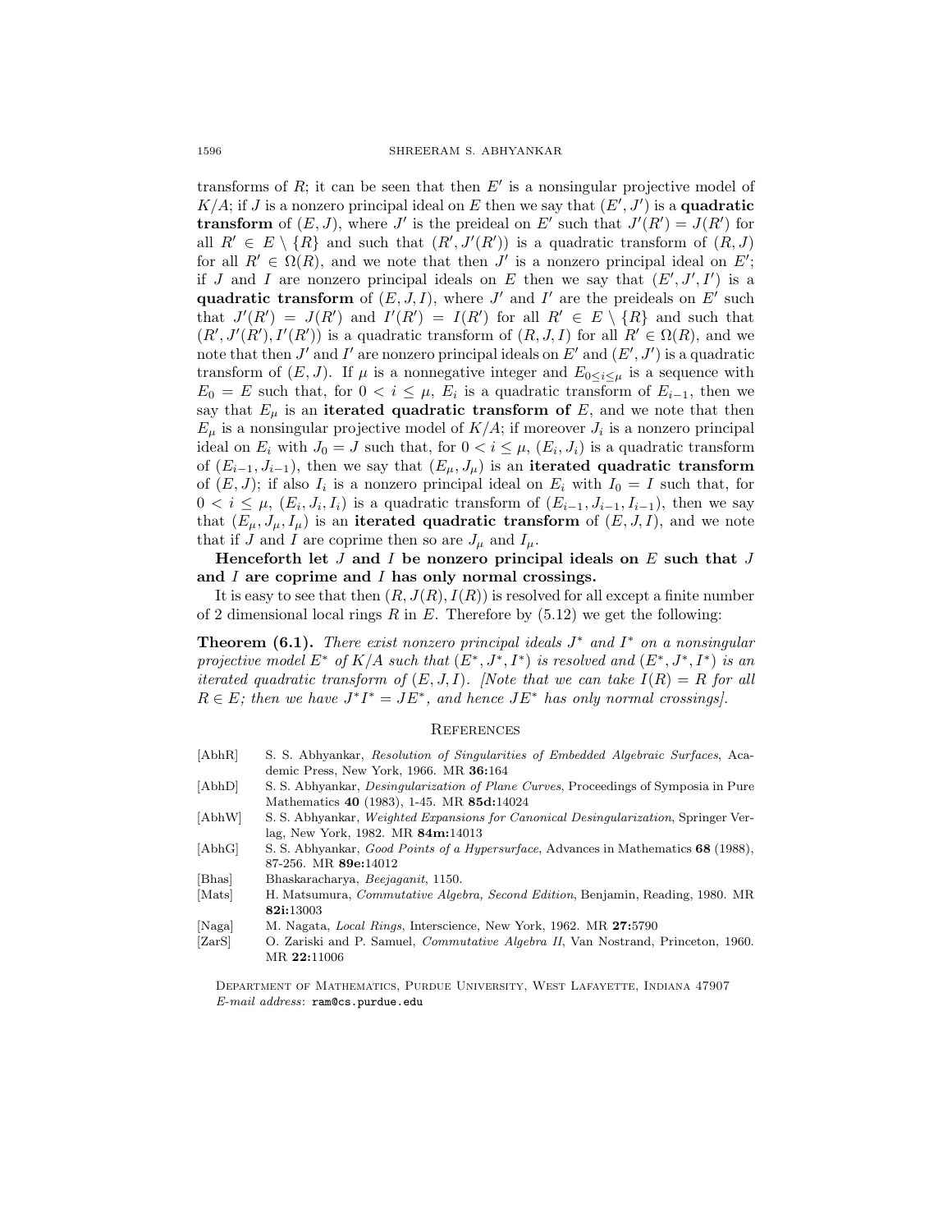transforms of $R$; it can be seen that then $E'$ is a nonsingular projective model of $K/A$; if $J$ is a nonzero principal ideal on $E$ then we say that $(E', J')$ is a **quadratic transform** of $(E, J)$, where $J'$ is the preideal on $E'$ such that $J'(R') = J(R')$ for all $R' \in E \setminus \{R\}$ and such that $(R', J'(R'))$ is a quadratic transform of $(R, J)$ for all $R' \in \Omega(R)$, and we note that then $J'$ is a nonzero principal ideal on $E'$; if $J$ and $I$ are nonzero principal ideals on $E$ then we say that $(E', J', I')$ is a **quadratic transform** of $(E, J, I)$, where $J'$ and $I'$ are the preideals on $E'$ such that $J'(R') = J(R')$ and $I'(R') = I(R')$ for all $R' \in E \setminus \{R\}$ and such that $(R', J'(R'), I'(R'))$ is a quadratic transform of $(R, J, I)$ for all $R' \in \Omega(R)$, and we note that then $J'$ and $I'$ are nonzero principal ideals on $E'$ and $(E', J')$ is a quadratic transform of $(E, J)$. If $\mu$ is a nonnegative integer and $E_{0 \le i \le \mu}$ is a sequence with $E_0 = E$ such that, for $0 < i \le \mu$, $E_i$ is a quadratic transform of $E_{i-1}$, then we say that $E_\mu$ is an **iterated quadratic transform of** $E$, and we note that then $E_\mu$ is a nonsingular projective model of $K/A$; if moreover $J_i$ is a nonzero principal ideal on $E_i$ with $J_0 = J$ such that, for $0 < i \le \mu$, $(E_i, J_i)$ is a quadratic transform of $(E_{i-1}, J_{i-1})$, then we say that $(E_\mu, J_\mu)$ is an **iterated quadratic transform** of $(E, J)$; if also $I_i$ is a nonzero principal ideal on $E_i$ with $I_0 = I$ such that, for $0 < i \le \mu$, $(E_i, J_i, I_i)$ is a quadratic transform of $(E_{i-1}, J_{i-1}, I_{i-1})$, then we say that $(E_\mu, J_\mu, I_\mu)$ is an **iterated quadratic transform** of $(E, J, I)$, and we note that if $J$ and $I$ are coprime then so are $J_\mu$ and $I_\mu$.

**Henceforth let $J$ and $I$ be nonzero principal ideals on $E$ such that $J$ and $I$ are coprime and $I$ has only normal crossings.**

It is easy to see that then $(R, J(R), I(R))$ is resolved for all except a finite number of 2 dimensional local rings $R$ in $E$. Therefore by (5.12) we get the following:

**Theorem (6.1).** *There exist nonzero principal ideals $J^*$ and $I^*$ on a nonsingular projective model $E^*$ of $K/A$ such that $(E^*, J^*, I^*)$ is resolved and $(E^*, J^*, I^*)$ is an iterated quadratic transform of $(E, J, I)$. [Note that we can take $I(R) = R$ for all $R \in E$; then we have $J^* I^* = JE^*$, and hence $JE^*$ has only normal crossings].*

## References

- [AbhR] S. S. Abhyankar, *Resolution of Singularities of Embedded Algebraic Surfaces*, Academic Press, New York, 1966. MR **36:**164
- [AbhD] S. S. Abhyankar, *Desingularization of Plane Curves*, Proceedings of Symposia in Pure Mathematics **40** (1983), 1-45. MR **85d:**14024
- [AbhW] S. S. Abhyankar, *Weighted Expansions for Canonical Desingularization*, Springer Verlag, New York, 1982. MR **84m:**14013
- [AbhG] S. S. Abhyankar, *Good Points of a Hypersurface*, Advances in Mathematics **68** (1988), 87-256. MR **89e:**14012
- [Bhas] Bhaskaracharya, *Beejaganit*, 1150.
- [Mats] H. Matsumura, *Commutative Algebra, Second Edition*, Benjamin, Reading, 1980. MR **82i:**13003
- [Naga] M. Nagata, *Local Rings*, Interscience, New York, 1962. MR **27:**5790
- [ZarS] O. Zariski and P. Samuel, *Commutative Algebra II*, Van Nostrand, Princeton, 1960. MR **22:**11006

Department of Mathematics, Purdue University, West Lafayette, Indiana 47907

*E-mail address*: ram@cs.purdue.edu